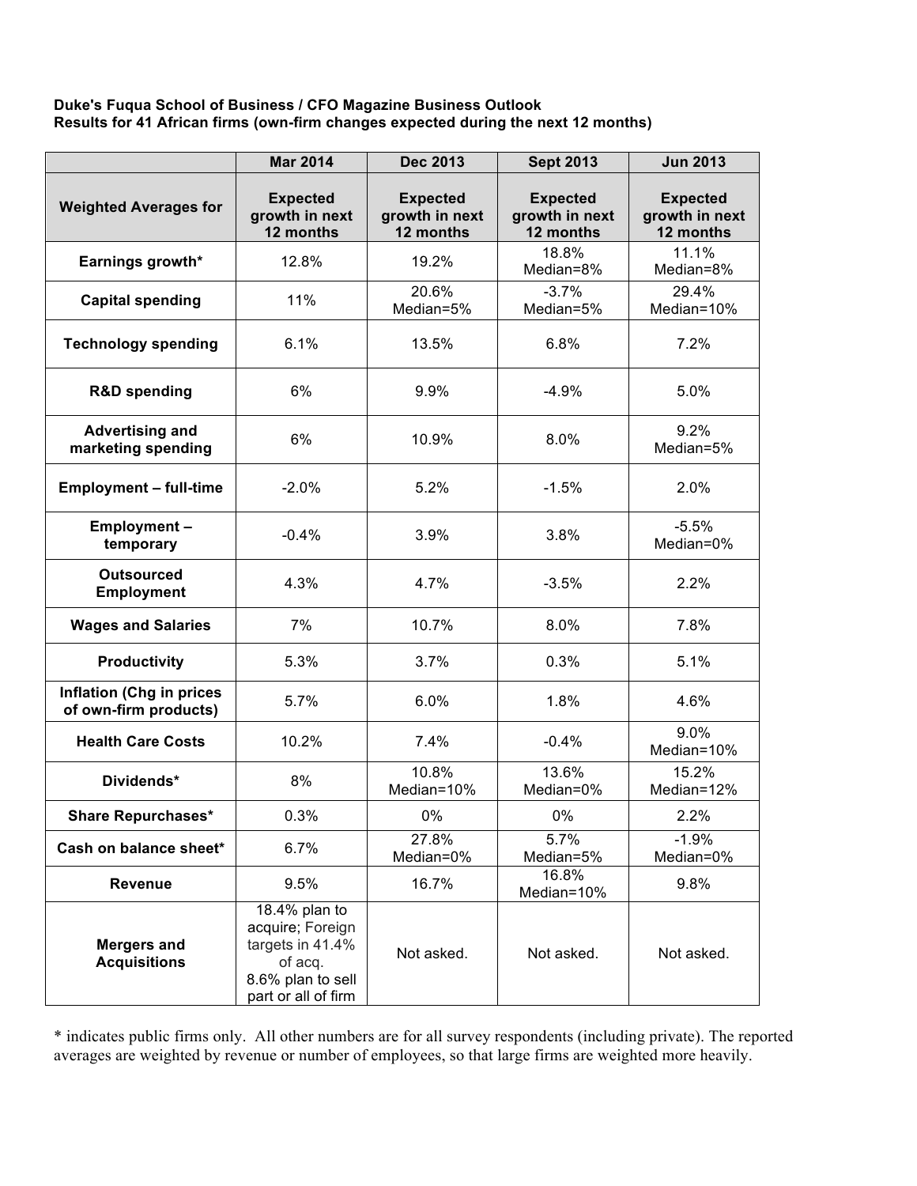**Duke's Fuqua School of Business / CFO Magazine Business Outlook**
**Results for 41 African firms (own-firm changes expected during the next 12 months)**

| | Mar 2014 | Dec 2013 | Sept 2013 | Jun 2013 |
|---|---|---|---|---|
| **Weighted Averages for** | **Expected growth in next 12 months** | **Expected growth in next 12 months** | **Expected growth in next 12 months** | **Expected growth in next 12 months** |
| **Earnings growth*** | 12.8% | 19.2% | 18.8% Median=8% | 11.1% Median=8% |
| **Capital spending** | 11% | 20.6% Median=5% | -3.7% Median=5% | 29.4% Median=10% |
| **Technology spending** | 6.1% | 13.5% | 6.8% | 7.2% |
| **R&D spending** | 6% | 9.9% | -4.9% | 5.0% |
| **Advertising and marketing spending** | 6% | 10.9% | 8.0% | 9.2% Median=5% |
| **Employment – full-time** | -2.0% | 5.2% | -1.5% | 2.0% |
| **Employment – temporary** | -0.4% | 3.9% | 3.8% | -5.5% Median=0% |
| **Outsourced Employment** | 4.3% | 4.7% | -3.5% | 2.2% |
| **Wages and Salaries** | 7% | 10.7% | 8.0% | 7.8% |
| **Productivity** | 5.3% | 3.7% | 0.3% | 5.1% |
| **Inflation (Chg in prices of own-firm products)** | 5.7% | 6.0% | 1.8% | 4.6% |
| **Health Care Costs** | 10.2% | 7.4% | -0.4% | 9.0% Median=10% |
| **Dividends*** | 8% | 10.8% Median=10% | 13.6% Median=0% | 15.2% Median=12% |
| **Share Repurchases*** | 0.3% | 0% | 0% | 2.2% |
| **Cash on balance sheet*** | 6.7% | 27.8% Median=0% | 5.7% Median=5% | -1.9% Median=0% |
| **Revenue** | 9.5% | 16.7% | 16.8% Median=10% | 9.8% |
| **Mergers and Acquisitions** | 18.4% plan to acquire; Foreign targets in 41.4% of acq. 8.6% plan to sell part or all of firm | Not asked. | Not asked. | Not asked. |

* indicates public firms only. All other numbers are for all survey respondents (including private). The reported averages are weighted by revenue or number of employees, so that large firms are weighted more heavily.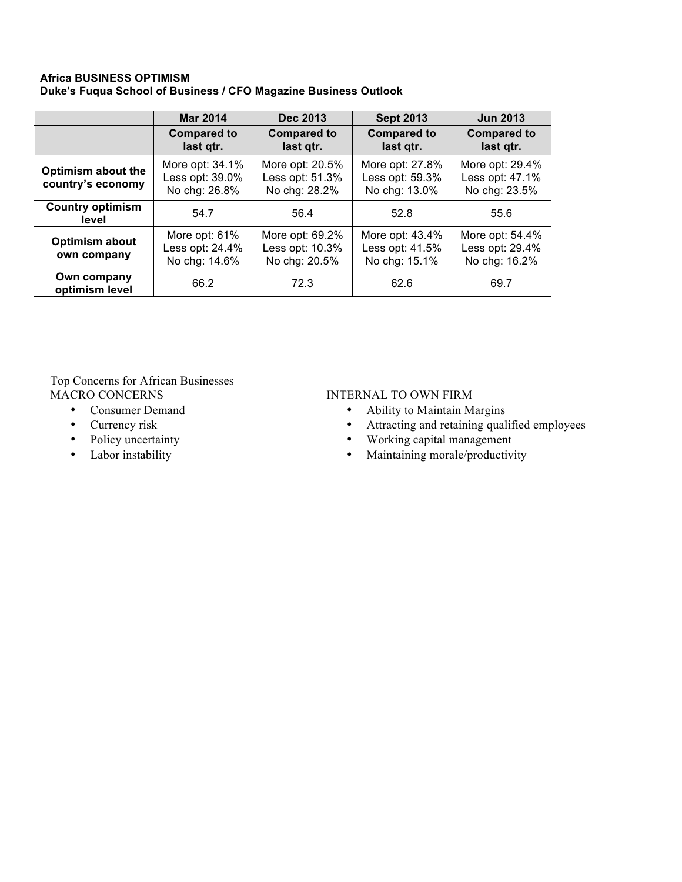**Africa BUSINESS OPTIMISM**
**Duke's Fuqua School of Business / CFO Magazine Business Outlook**

| | Mar 2014 | Dec 2013 | Sept 2013 | Jun 2013 |
|---|---|---|---|---|
| | **Compared to last qtr.** | **Compared to last qtr.** | **Compared to last qtr.** | **Compared to last qtr.** |
| **Optimism about the country's economy** | More opt: 34.1%<br>Less opt: 39.0%<br>No chg: 26.8% | More opt: 20.5%<br>Less opt: 51.3%<br>No chg: 28.2% | More opt: 27.8%<br>Less opt: 59.3%<br>No chg: 13.0% | More opt: 29.4%<br>Less opt: 47.1%<br>No chg: 23.5% |
| **Country optimism level** | 54.7 | 56.4 | 52.8 | 55.6 |
| **Optimism about own company** | More opt: 61%<br>Less opt: 24.4%<br>No chg: 14.6% | More opt: 69.2%<br>Less opt: 10.3%<br>No chg: 20.5% | More opt: 43.4%<br>Less opt: 41.5%<br>No chg: 15.1% | More opt: 54.4%<br>Less opt: 29.4%<br>No chg: 16.2% |
| **Own company optimism level** | 66.2 | 72.3 | 62.6 | 69.7 |

Top Concerns for African Businesses

MACRO CONCERNS

- Consumer Demand
- Currency risk
- Policy uncertainty
- Labor instability

INTERNAL TO OWN FIRM

- Ability to Maintain Margins
- Attracting and retaining qualified employees
- Working capital management
- Maintaining morale/productivity